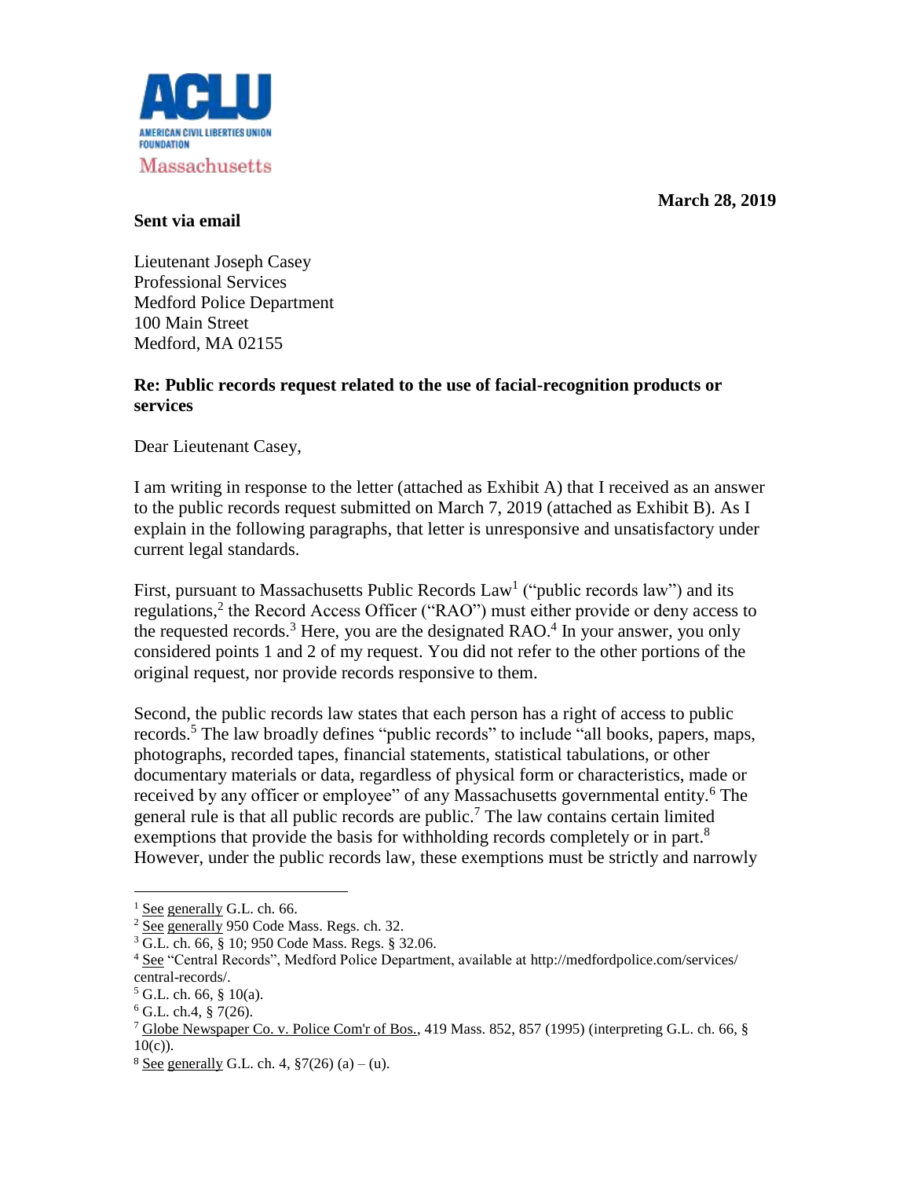**ACLU**
AMERICAN CIVIL LIBERTIES UNION FOUNDATION
Massachusetts

**March 28, 2019**

**Sent via email**

Lieutenant Joseph Casey
Professional Services
Medford Police Department
100 Main Street
Medford, MA 02155

**Re: Public records request related to the use of facial-recognition products or services**

Dear Lieutenant Casey,

I am writing in response to the letter (attached as Exhibit A) that I received as an answer to the public records request submitted on March 7, 2019 (attached as Exhibit B). As I explain in the following paragraphs, that letter is unresponsive and unsatisfactory under current legal standards.

First, pursuant to Massachusetts Public Records Law[1] ("public records law") and its regulations,[2] the Record Access Officer ("RAO") must either provide or deny access to the requested records.[3] Here, you are the designated RAO.[4] In your answer, you only considered points 1 and 2 of my request. You did not refer to the other portions of the original request, nor provide records responsive to them.

Second, the public records law states that each person has a right of access to public records.[5] The law broadly defines "public records" to include "all books, papers, maps, photographs, recorded tapes, financial statements, statistical tabulations, or other documentary materials or data, regardless of physical form or characteristics, made or received by any officer or employee" of any Massachusetts governmental entity.[6] The general rule is that all public records are public.[7] The law contains certain limited exemptions that provide the basis for withholding records completely or in part.[8] However, under the public records law, these exemptions must be strictly and narrowly

---

[1] See generally G.L. ch. 66.

[2] See generally 950 Code Mass. Regs. ch. 32.

[3] G.L. ch. 66, § 10; 950 Code Mass. Regs. § 32.06.

[4] See "Central Records", Medford Police Department, available at http://medfordpolice.com/services/central-records/.

[5] G.L. ch. 66, § 10(a).

[6] G.L. ch.4, § 7(26).

[7] Globe Newspaper Co. v. Police Com'r of Bos., 419 Mass. 852, 857 (1995) (interpreting G.L. ch. 66, § 10(c)).

[8] See generally G.L. ch. 4, §7(26) (a) – (u).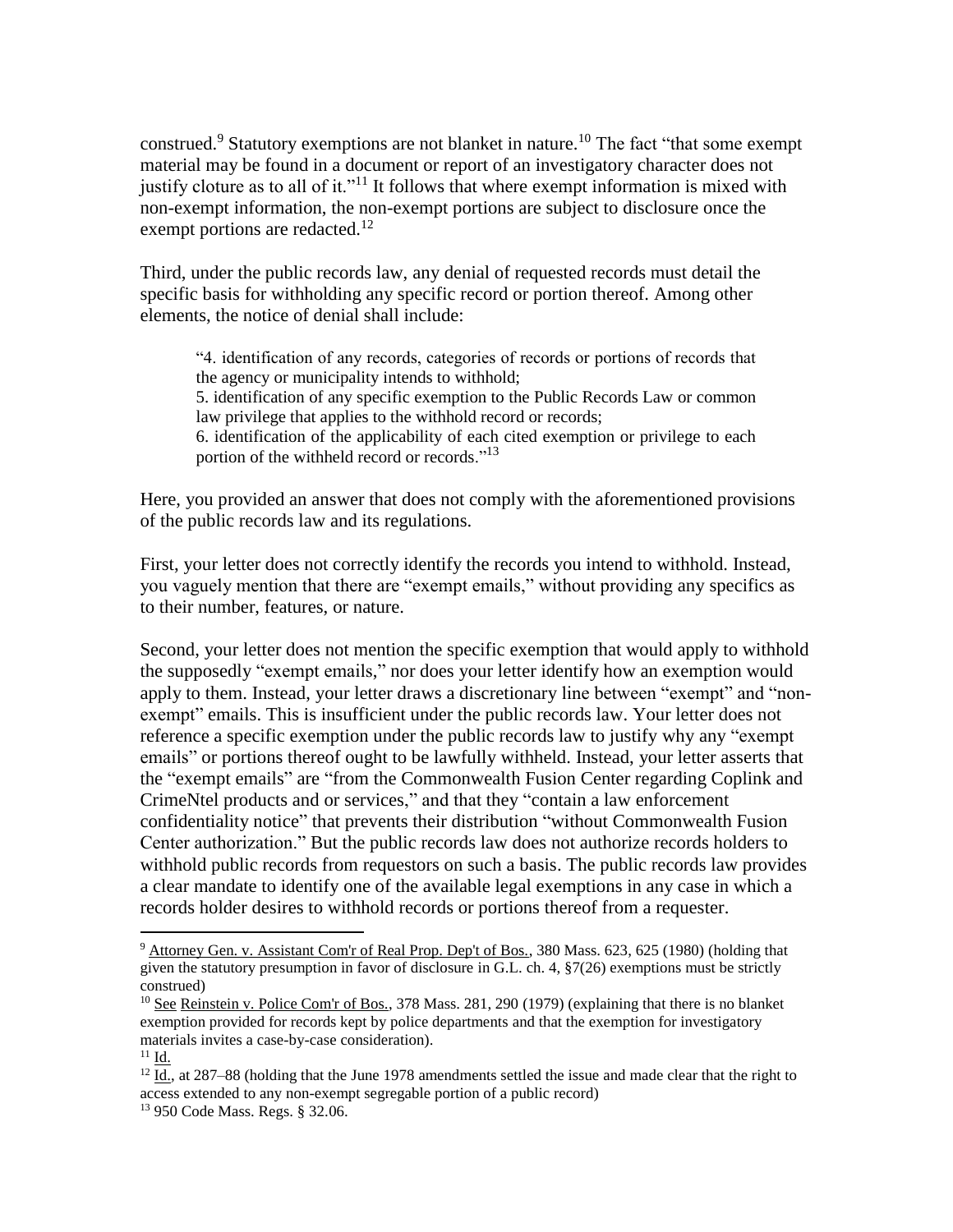construed.[9] Statutory exemptions are not blanket in nature.[10] The fact "that some exempt material may be found in a document or report of an investigatory character does not justify cloture as to all of it."[11] It follows that where exempt information is mixed with non-exempt information, the non-exempt portions are subject to disclosure once the exempt portions are redacted.[12]

Third, under the public records law, any denial of requested records must detail the specific basis for withholding any specific record or portion thereof. Among other elements, the notice of denial shall include:

> "4. identification of any records, categories of records or portions of records that the agency or municipality intends to withhold;
> 5. identification of any specific exemption to the Public Records Law or common law privilege that applies to the withhold record or records;
> 6. identification of the applicability of each cited exemption or privilege to each portion of the withheld record or records."[13]

Here, you provided an answer that does not comply with the aforementioned provisions of the public records law and its regulations.

First, your letter does not correctly identify the records you intend to withhold. Instead, you vaguely mention that there are "exempt emails," without providing any specifics as to their number, features, or nature.

Second, your letter does not mention the specific exemption that would apply to withhold the supposedly "exempt emails," nor does your letter identify how an exemption would apply to them. Instead, your letter draws a discretionary line between "exempt" and "non-exempt" emails. This is insufficient under the public records law. Your letter does not reference a specific exemption under the public records law to justify why any "exempt emails" or portions thereof ought to be lawfully withheld. Instead, your letter asserts that the "exempt emails" are "from the Commonwealth Fusion Center regarding Coplink and CrimeNtel products and or services," and that they "contain a law enforcement confidentiality notice" that prevents their distribution "without Commonwealth Fusion Center authorization." But the public records law does not authorize records holders to withhold public records from requestors on such a basis. The public records law provides a clear mandate to identify one of the available legal exemptions in any case in which a records holder desires to withhold records or portions thereof from a requester.

---

[9] <u>Attorney Gen. v. Assistant Com'r of Real Prop. Dep't of Bos.</u>, 380 Mass. 623, 625 (1980) (holding that given the statutory presumption in favor of disclosure in G.L. ch. 4, §7(26) exemptions must be strictly construed)

[10] <u>See</u> <u>Reinstein v. Police Com'r of Bos.</u>, 378 Mass. 281, 290 (1979) (explaining that there is no blanket exemption provided for records kept by police departments and that the exemption for investigatory materials invites a case-by-case consideration).

[11] <u>Id.</u>

[12] <u>Id.</u>, at 287–88 (holding that the June 1978 amendments settled the issue and made clear that the right to access extended to any non-exempt segregable portion of a public record)

[13] 950 Code Mass. Regs. § 32.06.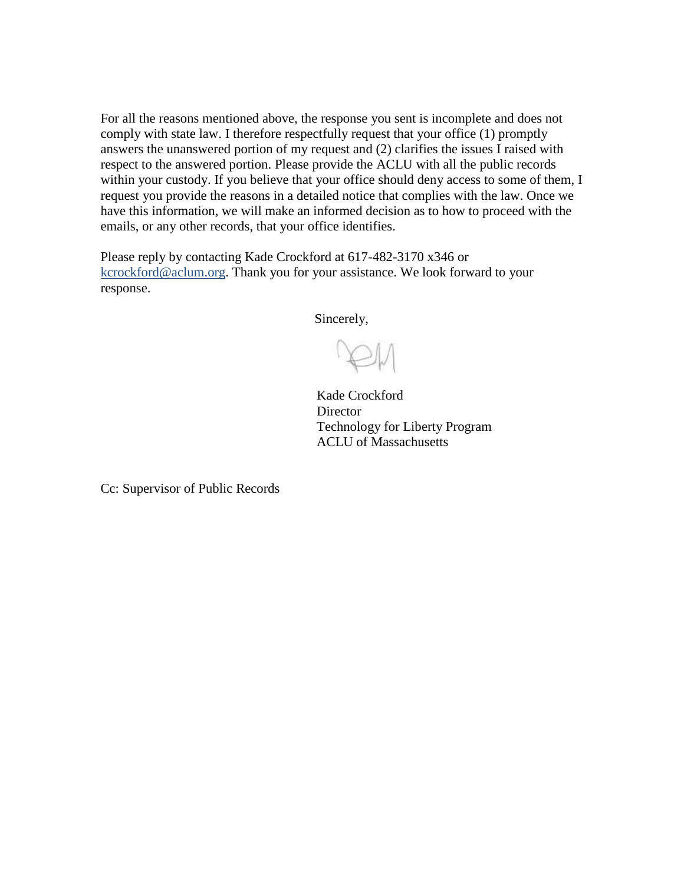For all the reasons mentioned above, the response you sent is incomplete and does not comply with state law. I therefore respectfully request that your office (1) promptly answers the unanswered portion of my request and (2) clarifies the issues I raised with respect to the answered portion. Please provide the ACLU with all the public records within your custody. If you believe that your office should deny access to some of them, I request you provide the reasons in a detailed notice that complies with the law. Once we have this information, we will make an informed decision as to how to proceed with the emails, or any other records, that your office identifies.

Please reply by contacting Kade Crockford at 617-482-3170 x346 or kcrockford@aclum.org. Thank you for your assistance. We look forward to your response.

Sincerely,

Kade Crockford
Director
Technology for Liberty Program
ACLU of Massachusetts

Cc: Supervisor of Public Records